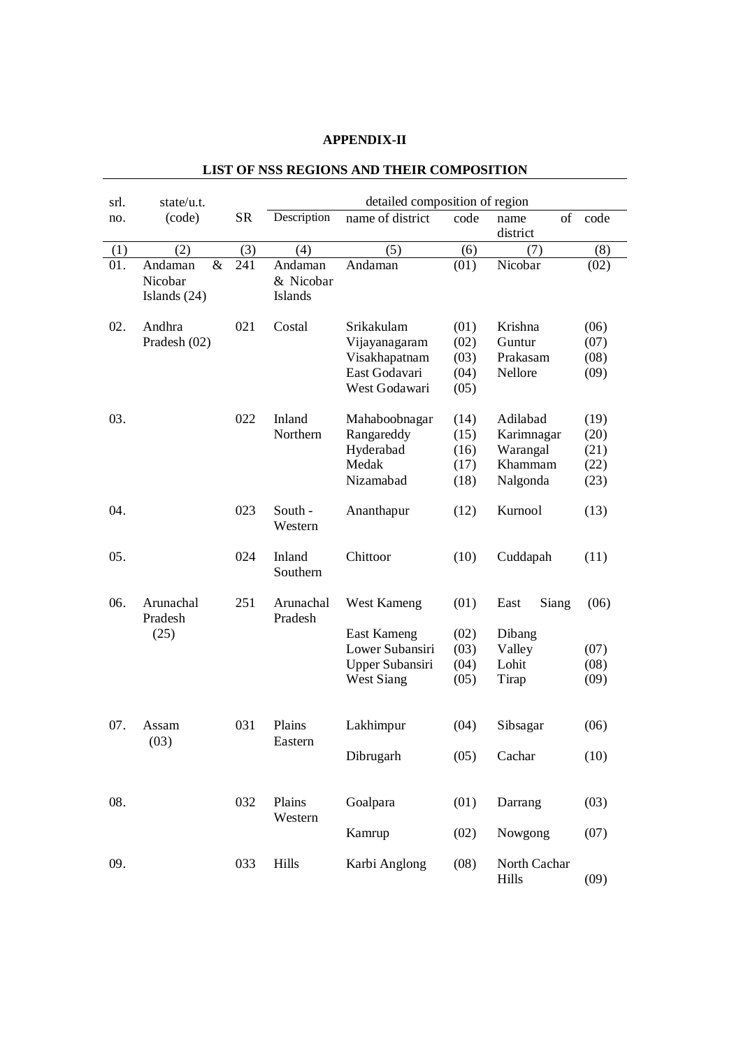**APPENDIX-II**

**LIST OF NSS REGIONS AND THEIR COMPOSITION**

| srl. no. | state/u.t. (code) | SR | detailed composition of region | | | | |
|---|---|---|---|---|---|---|---|
| | | | Description | name of district | code | name of district | code |
| (1) | (2) | (3) | (4) | (5) | (6) | (7) | (8) |
| 01. | Andaman & Nicobar Islands (24) | 241 | Andaman & Nicobar Islands | Andaman | (01) | Nicobar | (02) |
| 02. | Andhra Pradesh (02) | 021 | Costal | Srikakulam | (01) | Krishna | (06) |
| | | | | Vijayanagaram | (02) | Guntur | (07) |
| | | | | Visakhapatnam | (03) | Prakasam | (08) |
| | | | | East Godavari | (04) | Nellore | (09) |
| | | | | West Godawari | (05) | | |
| 03. | | 022 | Inland Northern | Mahaboobnagar | (14) | Adilabad | (19) |
| | | | | Rangareddy | (15) | Karimnagar | (20) |
| | | | | Hyderabad | (16) | Warangal | (21) |
| | | | | Medak | (17) | Khammam | (22) |
| | | | | Nizamabad | (18) | Nalgonda | (23) |
| 04. | | 023 | South - Western | Ananthapur | (12) | Kurnool | (13) |
| 05. | | 024 | Inland Southern | Chittoor | (10) | Cuddapah | (11) |
| 06. | Arunachal Pradesh (25) | 251 | Arunachal Pradesh | West Kameng | (01) | East Siang | (06) |
| | | | | East Kameng | (02) | Dibang Valley | (07) |
| | | | | Lower Subansiri | (03) | Lohit | (08) |
| | | | | Upper Subansiri | (04) | Tirap | (09) |
| | | | | West Siang | (05) | | |
| 07. | Assam (03) | 031 | Plains Eastern | Lakhimpur | (04) | Sibsagar | (06) |
| | | | | Dibrugarh | (05) | Cachar | (10) |
| 08. | | 032 | Plains Western | Goalpara | (01) | Darrang | (03) |
| | | | | Kamrup | (02) | Nowgong | (07) |
| 09. | | 033 | Hills | Karbi Anglong | (08) | North Cachar Hills | (09) |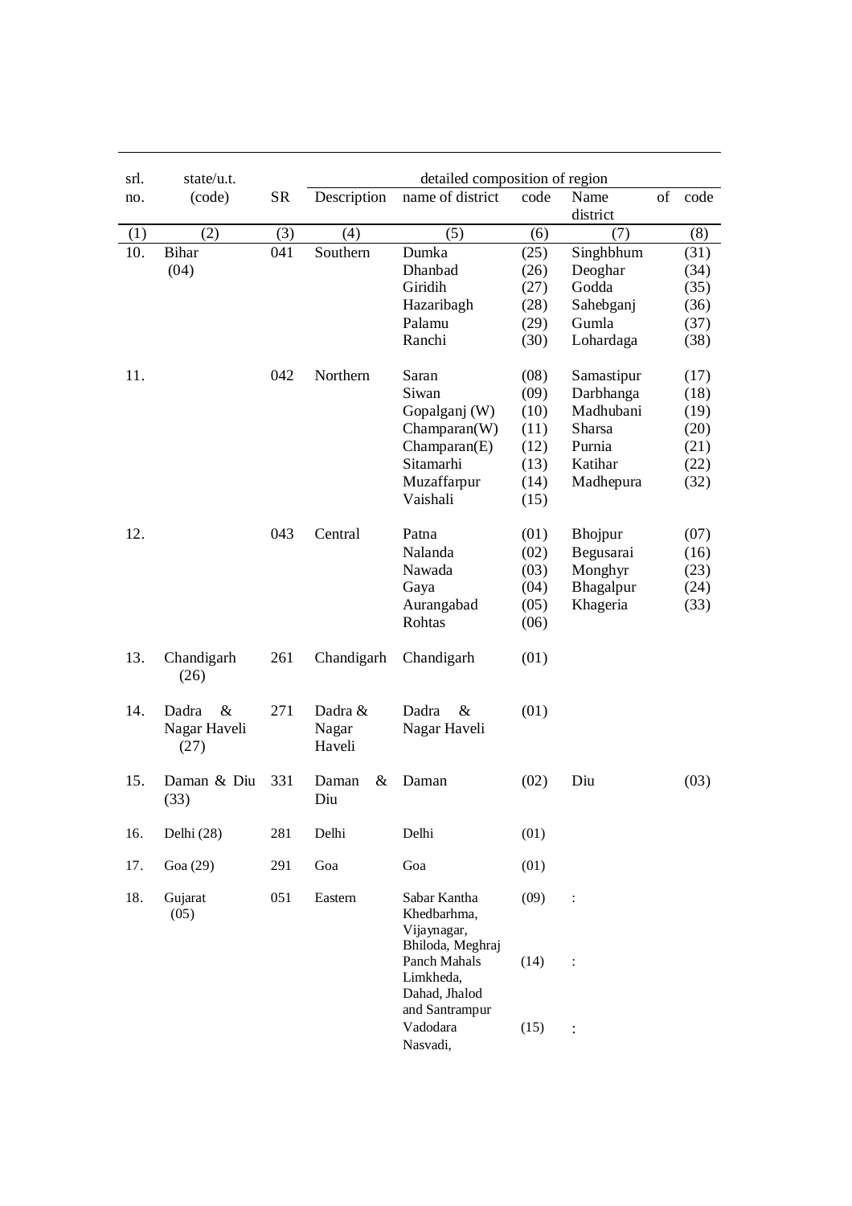| srl. no. | state/u.t. (code) | SR | detailed composition of region | | | | |
|---|---|---|---|---|---|---|---|
| | | | Description | name of district | code | Name of district | code |
| (1) | (2) | (3) | (4) | (5) | (6) | (7) | (8) |
| 10. | Bihar (04) | 041 | Southern | Dumka | (25) | Singhbhum | (31) |
| | | | | Dhanbad | (26) | Deoghar | (34) |
| | | | | Giridih | (27) | Godda | (35) |
| | | | | Hazaribagh | (28) | Sahebganj | (36) |
| | | | | Palamu | (29) | Gumla | (37) |
| | | | | Ranchi | (30) | Lohardaga | (38) |
| 11. | | 042 | Northern | Saran | (08) | Samastipur | (17) |
| | | | | Siwan | (09) | Darbhanga | (18) |
| | | | | Gopalganj (W) | (10) | Madhubani | (19) |
| | | | | Champaran(W) | (11) | Sharsa | (20) |
| | | | | Champaran(E) | (12) | Purnia | (21) |
| | | | | Sitamarhi | (13) | Katihar | (22) |
| | | | | Muzaffarpur | (14) | Madhepura | (32) |
| | | | | Vaishali | (15) | | |
| 12. | | 043 | Central | Patna | (01) | Bhojpur | (07) |
| | | | | Nalanda | (02) | Begusarai | (16) |
| | | | | Nawada | (03) | Monghyr | (23) |
| | | | | Gaya | (04) | Bhagalpur | (24) |
| | | | | Aurangabad | (05) | Khageria | (33) |
| | | | | Rohtas | (06) | | |
| 13. | Chandigarh (26) | 261 | Chandigarh | Chandigarh | (01) | | |
| 14. | Dadra & Nagar Haveli (27) | 271 | Dadra & Nagar Haveli | Dadra & Nagar Haveli | (01) | | |
| 15. | Daman & Diu (33) | 331 | Daman & Diu | Daman | (02) | Diu | (03) |
| 16. | Delhi (28) | 281 | Delhi | Delhi | (01) | | |
| 17. | Goa (29) | 291 | Goa | Goa | (01) | | |
| 18. | Gujarat (05) | 051 | Eastern | Sabar Kantha Khedbarhma, Vijaynagar, Bhiloda, Meghraj | (09) | : | |
| | | | | Panch Mahals Limkheda, Dahad, Jhalod and Santrampur | (14) | : | |
| | | | | Vadodara Nasvadi, | (15) | : | |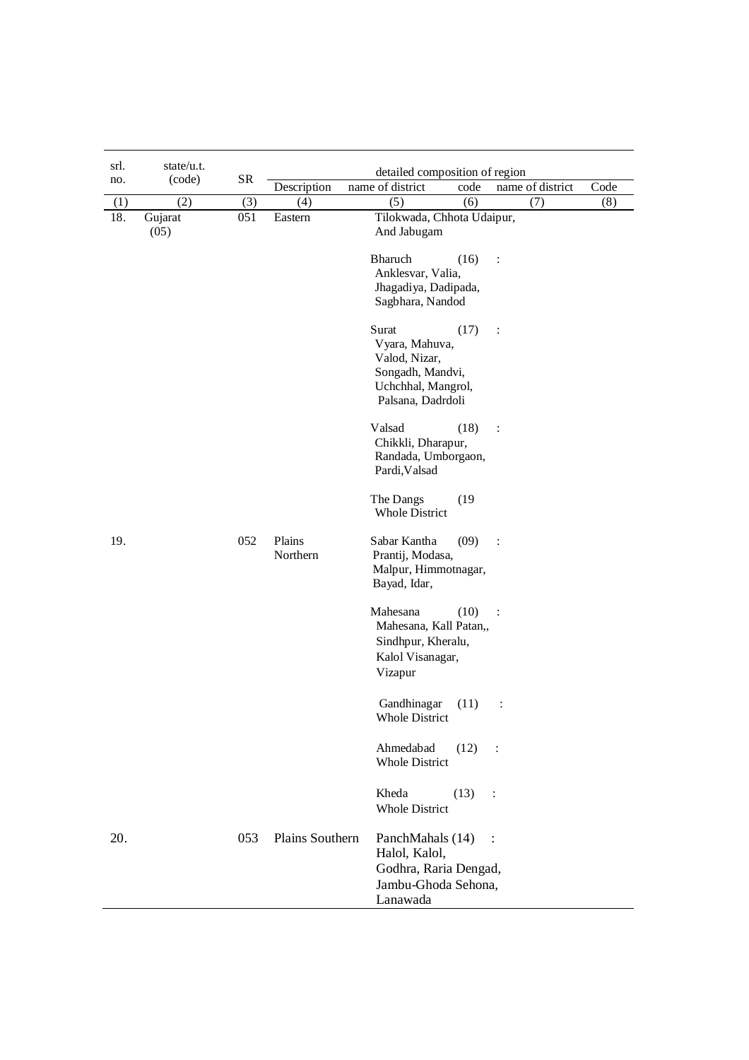| srl. no. | state/u.t. (code) | SR | detailed composition of region | | | | |
|---|---|---|---|---|---|---|---|
| | | | Description | name of district | code | name of district | Code |
| (1) | (2) | (3) | (4) | (5) | (6) | (7) | (8) |
| 18. | Gujarat (05) | 051 | Eastern | Tilokwada, Chhota Udaipur, And Jabugam | | | |
| | | | | Bharuch | (16) : | | |
| | | | | Anklesvar, Valia, Jhagadiya, Dadipada, Sagbhara, Nandod | | | |
| | | | | Surat | (17) : | | |
| | | | | Vyara, Mahuva, Valod, Nizar, Songadh, Mandvi, Uchchhal, Mangrol, Palsana, Dadrdoli | | | |
| | | | | Valsad | (18) : | | |
| | | | | Chikkli, Dharapur, Randada, Umborgaon, Pardi,Valsad | | | |
| | | | | The Dangs | (19 | | |
| | | | | Whole District | | | |
| 19. | | 052 | Plains Northern | Sabar Kantha | (09) : | | |
| | | | | Prantij, Modasa, Malpur, Himmotnagar, Bayad, Idar, | | | |
| | | | | Mahesana | (10) : | | |
| | | | | Mahesana, Kall Patan,, Sindhpur, Kheralu, Kalol Visanagar, Vizapur | | | |
| | | | | Gandhinagar | (11) : | | |
| | | | | Whole District | | | |
| | | | | Ahmedabad | (12) : | | |
| | | | | Whole District | | | |
| | | | | Kheda | (13) : | | |
| | | | | Whole District | | | |
| 20. | | 053 | Plains Southern | PanchMahals | (14) : | | |
| | | | | Halol, Kalol, Godhra, Raria Dengad, Jambu-Ghoda Sehona, Lanawada | | | |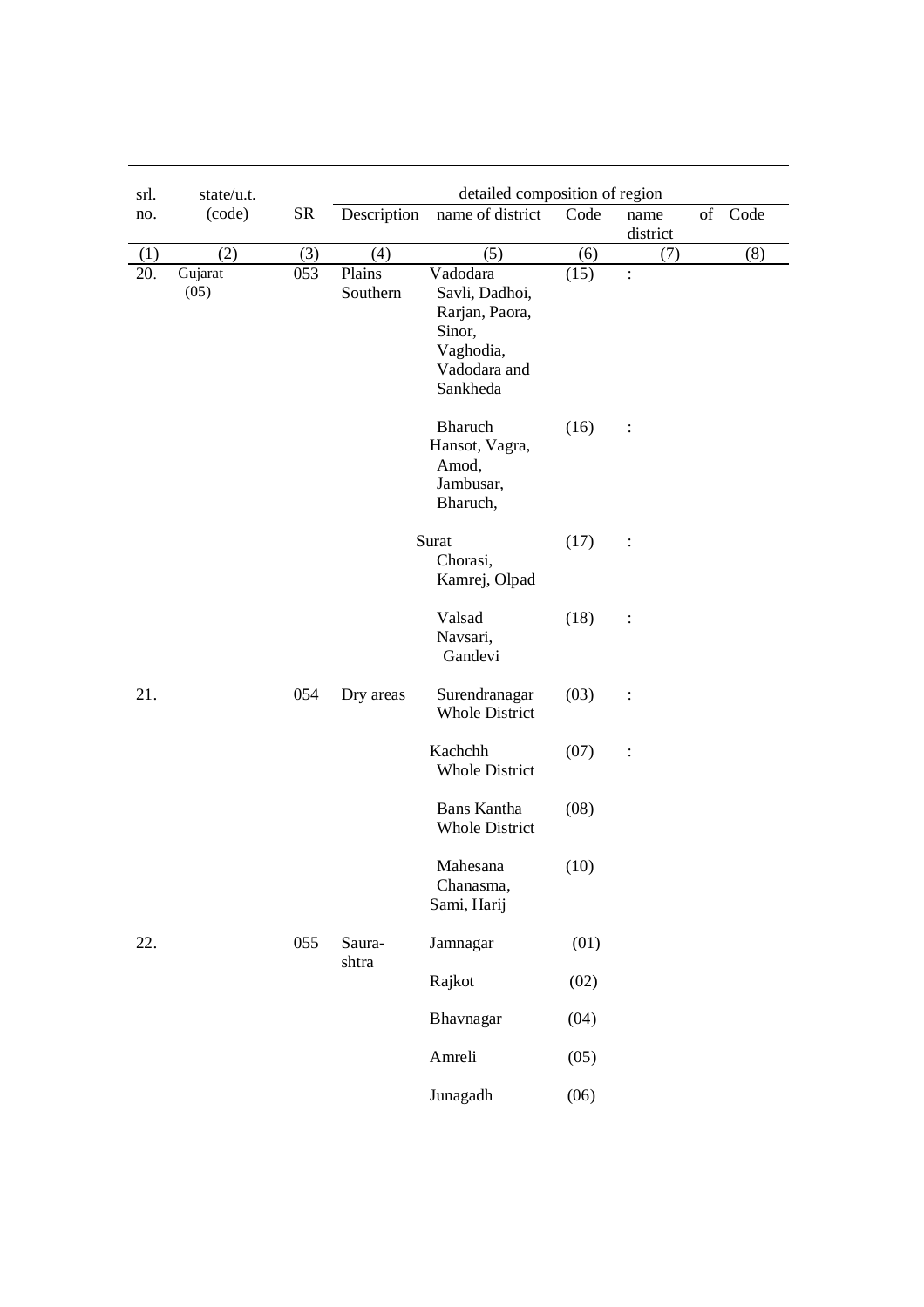| srl. no. | state/u.t. (code) | SR | detailed composition of region | | | | |
|---|---|---|---|---|---|---|---|
| | | | Description | name of district | Code | name of district | Code |
| (1) | (2) | (3) | (4) | (5) | (6) | (7) | (8) |
| 20. | Gujarat (05) | 053 | Plains Southern | Vadodara Savli, Dadhoi, Rarjan, Paora, Sinor, Vaghodia, Vadodara and Sankheda | (15) | : | |
| | | | | Bharuch Hansot, Vagra, Amod, Jambusar, Bharuch, | (16) | : | |
| | | | | Surat Chorasi, Kamrej, Olpad | (17) | : | |
| | | | | Valsad Navsari, Gandevi | (18) | : | |
| 21. | | 054 | Dry areas | Surendranagar Whole District | (03) | : | |
| | | | | Kachchh Whole District | (07) | : | |
| | | | | Bans Kantha Whole District | (08) | | |
| | | | | Mahesana Chanasma, Sami, Harij | (10) | | |
| 22. | | 055 | Saura-shtra | Jamnagar | (01) | | |
| | | | | Rajkot | (02) | | |
| | | | | Bhavnagar | (04) | | |
| | | | | Amreli | (05) | | |
| | | | | Junagadh | (06) | | |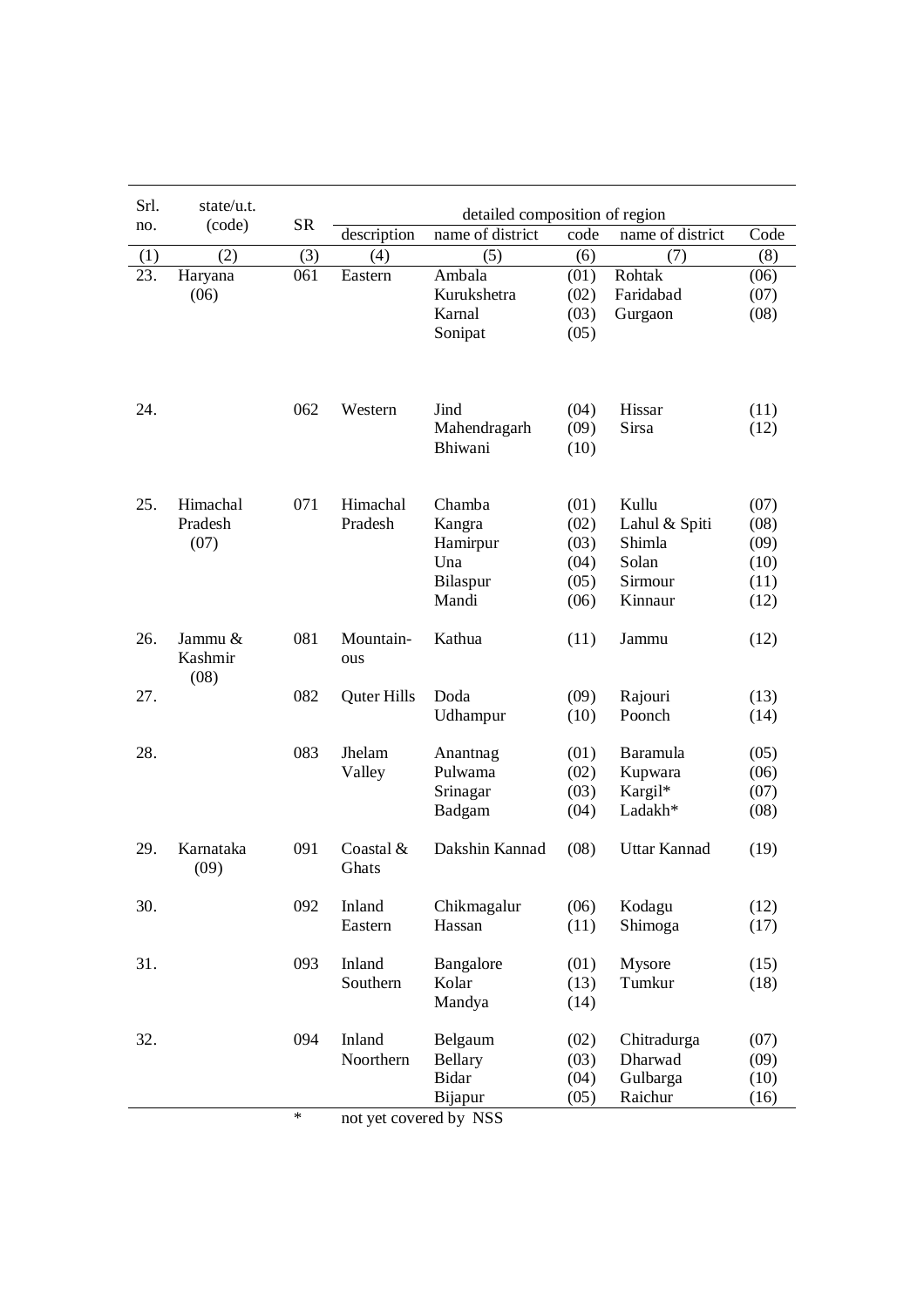| Srl. no. | state/u.t. (code) | SR | detailed composition of region | | | | |
|---|---|---|---|---|---|---|---|
| | | | description | name of district | code | name of district | Code |
| (1) | (2) | (3) | (4) | (5) | (6) | (7) | (8) |
| 23. | Haryana (06) | 061 | Eastern | Ambala<br>Kurukshetra<br>Karnal<br>Sonipat | (01)<br>(02)<br>(03)<br>(05) | Rohtak<br>Faridabad<br>Gurgaon | (06)<br>(07)<br>(08) |
| 24. | | 062 | Western | Jind<br>Mahendragarh<br>Bhiwani | (04)<br>(09)<br>(10) | Hissar<br>Sirsa | (11)<br>(12) |
| 25. | Himachal Pradesh (07) | 071 | Himachal Pradesh | Chamba<br>Kangra<br>Hamirpur<br>Una<br>Bilaspur<br>Mandi | (01)<br>(02)<br>(03)<br>(04)<br>(05)<br>(06) | Kullu<br>Lahul & Spiti<br>Shimla<br>Solan<br>Sirmour<br>Kinnaur | (07)<br>(08)<br>(09)<br>(10)<br>(11)<br>(12) |
| 26. | Jammu & Kashmir (08) | 081 | Mountain-ous | Kathua | (11) | Jammu | (12) |
| 27. | | 082 | Quter Hills | Doda<br>Udhampur | (09)<br>(10) | Rajouri<br>Poonch | (13)<br>(14) |
| 28. | | 083 | Jhelam Valley | Anantnag<br>Pulwama<br>Srinagar<br>Badgam | (01)<br>(02)<br>(03)<br>(04) | Baramula<br>Kupwara<br>Kargil*<br>Ladakh* | (05)<br>(06)<br>(07)<br>(08) |
| 29. | Karnataka (09) | 091 | Coastal & Ghats | Dakshin Kannad | (08) | Uttar Kannad | (19) |
| 30. | | 092 | Inland Eastern | Chikmagalur<br>Hassan | (06)<br>(11) | Kodagu<br>Shimoga | (12)<br>(17) |
| 31. | | 093 | Inland Southern | Bangalore<br>Kolar<br>Mandya | (01)<br>(13)<br>(14) | Mysore<br>Tumkur | (15)<br>(18) |
| 32. | | 094 | Inland Noorthern | Belgaum<br>Bellary<br>Bidar<br>Bijapur | (02)<br>(03)<br>(04)<br>(05) | Chitradurga<br>Dharwad<br>Gulbarga<br>Raichur | (07)<br>(09)<br>(10)<br>(16) |

\* not yet covered by NSS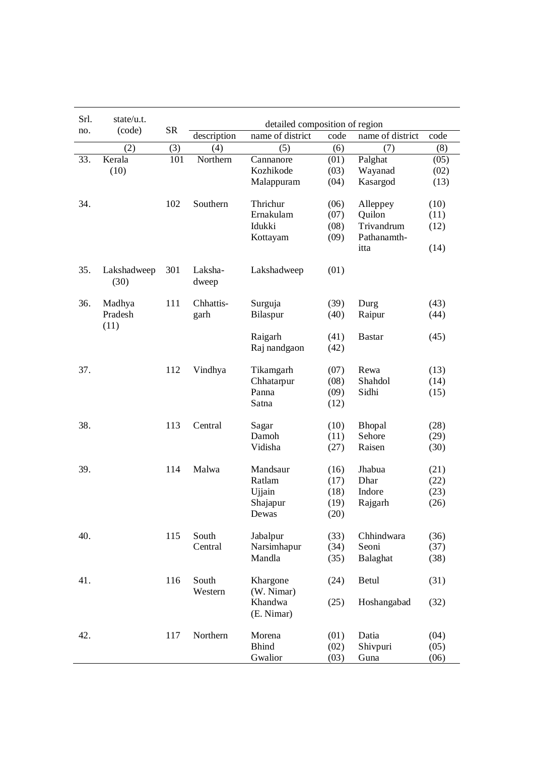| Srl. no. | state/u.t. (code) | SR | detailed composition of region | | | | |
|---|---|---|---|---|---|---|---|
| | | | description | name of district | code | name of district | code |
| | (2) | (3) | (4) | (5) | (6) | (7) | (8) |
| 33. | Kerala (10) | 101 | Northern | Cannanore | (01) | Palghat | (05) |
| | | | | Kozhikode | (03) | Wayanad | (02) |
| | | | | Malappuram | (04) | Kasargod | (13) |
| 34. | | 102 | Southern | Thrichur | (06) | Alleppey | (10) |
| | | | | Ernakulam | (07) | Quilon | (11) |
| | | | | Idukki | (08) | Trivandrum | (12) |
| | | | | Kottayam | (09) | Pathanamth-itta | (14) |
| 35. | Lakshadweep (30) | 301 | Laksha-dweep | Lakshadweep | (01) | | |
| 36. | Madhya Pradesh (11) | 111 | Chhattis-garh | Surguja | (39) | Durg | (43) |
| | | | | Bilaspur | (40) | Raipur | (44) |
| | | | | Raigarh | (41) | Bastar | (45) |
| | | | | Raj nandgaon | (42) | | |
| 37. | | 112 | Vindhya | Tikamgarh | (07) | Rewa | (13) |
| | | | | Chhatarpur | (08) | Shahdol | (14) |
| | | | | Panna | (09) | Sidhi | (15) |
| | | | | Satna | (12) | | |
| 38. | | 113 | Central | Sagar | (10) | Bhopal | (28) |
| | | | | Damoh | (11) | Sehore | (29) |
| | | | | Vidisha | (27) | Raisen | (30) |
| 39. | | 114 | Malwa | Mandsaur | (16) | Jhabua | (21) |
| | | | | Ratlam | (17) | Dhar | (22) |
| | | | | Ujjain | (18) | Indore | (23) |
| | | | | Shajapur | (19) | Rajgarh | (26) |
| | | | | Dewas | (20) | | |
| 40. | | 115 | South Central | Jabalpur | (33) | Chhindwara | (36) |
| | | | | Narsimhapur | (34) | Seoni | (37) |
| | | | | Mandla | (35) | Balaghat | (38) |
| 41. | | 116 | South Western | Khargone (W. Nimar) | (24) | Betul | (31) |
| | | | | Khandwa (E. Nimar) | (25) | Hoshangabad | (32) |
| 42. | | 117 | Northern | Morena | (01) | Datia | (04) |
| | | | | Bhind | (02) | Shivpuri | (05) |
| | | | | Gwalior | (03) | Guna | (06) |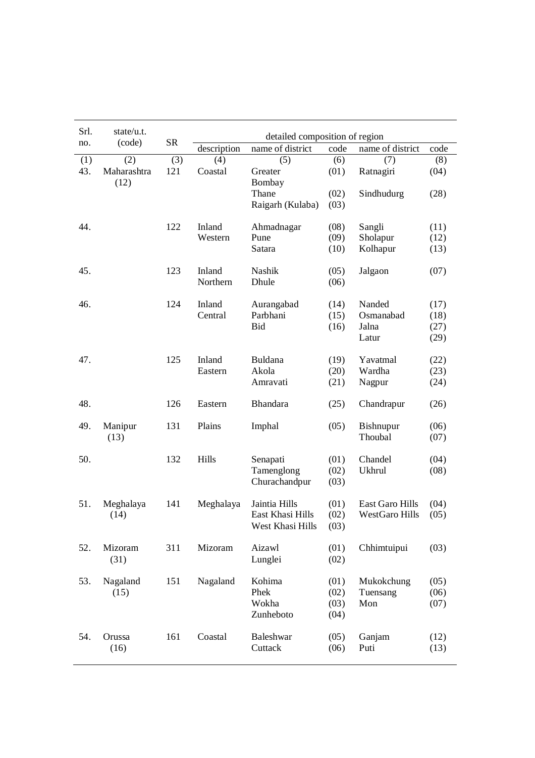| Srl. no. | state/u.t. (code) | SR | detailed composition of region | | | | |
|---|---|---|---|---|---|---|---|
| | | | description | name of district | code | name of district | code |
| (1) | (2) | (3) | (4) | (5) | (6) | (7) | (8) |
| 43. | Maharashtra (12) | 121 | Coastal | Greater Bombay | (01) | Ratnagiri | (04) |
| | | | | Thane | (02) | Sindhudurg | (28) |
| | | | | Raigarh (Kulaba) | (03) | | |
| 44. | | 122 | Inland Western | Ahmadnagar | (08) | Sangli | (11) |
| | | | | Pune | (09) | Sholapur | (12) |
| | | | | Satara | (10) | Kolhapur | (13) |
| 45. | | 123 | Inland Northern | Nashik | (05) | Jalgaon | (07) |
| | | | | Dhule | (06) | | |
| 46. | | 124 | Inland Central | Aurangabad | (14) | Nanded | (17) |
| | | | | Parbhani | (15) | Osmanabad | (18) |
| | | | | Bid | (16) | Jalna | (27) |
| | | | | | | Latur | (29) |
| 47. | | 125 | Inland Eastern | Buldana | (19) | Yavatmal | (22) |
| | | | | Akola | (20) | Wardha | (23) |
| | | | | Amravati | (21) | Nagpur | (24) |
| 48. | | 126 | Eastern | Bhandara | (25) | Chandrapur | (26) |
| 49. | Manipur (13) | 131 | Plains | Imphal | (05) | Bishnupur | (06) |
| | | | | | | Thoubal | (07) |
| 50. | | 132 | Hills | Senapati | (01) | Chandel | (04) |
| | | | | Tamenglong | (02) | Ukhrul | (08) |
| | | | | Churachandpur | (03) | | |
| 51. | Meghalaya (14) | 141 | Meghalaya | Jaintia Hills | (01) | East Garo Hills | (04) |
| | | | | East Khasi Hills | (02) | WestGaro Hills | (05) |
| | | | | West Khasi Hills | (03) | | |
| 52. | Mizoram (31) | 311 | Mizoram | Aizawl | (01) | Chhimtuipui | (03) |
| | | | | Lunglei | (02) | | |
| 53. | Nagaland (15) | 151 | Nagaland | Kohima | (01) | Mukokchung | (05) |
| | | | | Phek | (02) | Tuensang | (06) |
| | | | | Wokha | (03) | Mon | (07) |
| | | | | Zunheboto | (04) | | |
| 54. | Orussa (16) | 161 | Coastal | Baleshwar | (05) | Ganjam | (12) |
| | | | | Cuttack | (06) | Puti | (13) |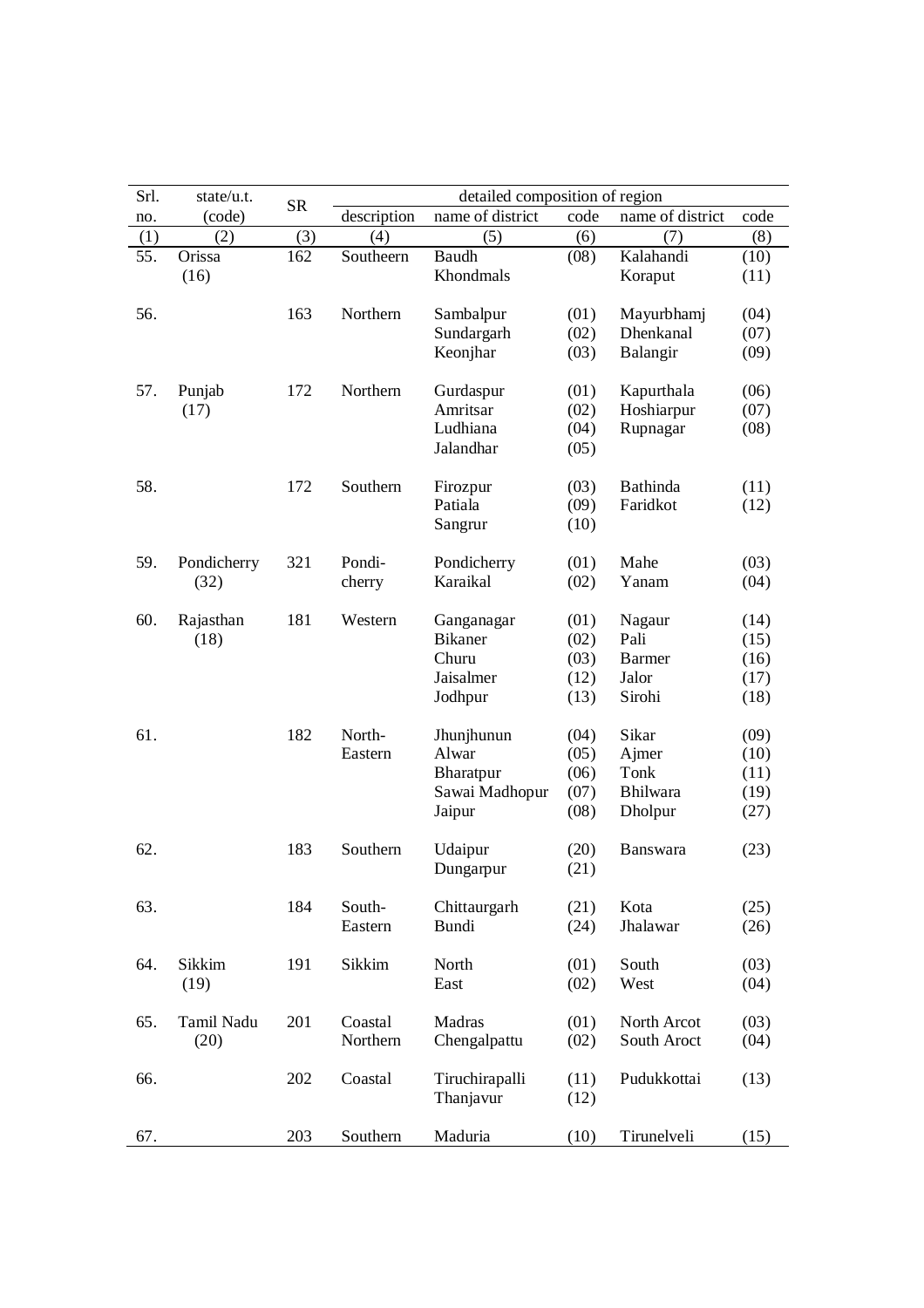| Srl. no. | state/u.t. (code) | SR | detailed composition of region | | | | |
|---|---|---|---|---|---|---|---|
| | | | description | name of district | code | name of district | code |
| (1) | (2) | (3) | (4) | (5) | (6) | (7) | (8) |
| 55. | Orissa (16) | 162 | Southeern | Baudh<br>Khondmals | (08) | Kalahandi<br>Koraput | (10)<br>(11) |
| 56. | | 163 | Northern | Sambalpur<br>Sundargarh<br>Keonjhar | (01)<br>(02)<br>(03) | Mayurbhamj<br>Dhenkanal<br>Balangir | (04)<br>(07)<br>(09) |
| 57. | Punjab (17) | 172 | Northern | Gurdaspur<br>Amritsar<br>Ludhiana<br>Jalandhar | (01)<br>(02)<br>(04)<br>(05) | Kapurthala<br>Hoshiarpur<br>Rupnagar | (06)<br>(07)<br>(08) |
| 58. | | 172 | Southern | Firozpur<br>Patiala<br>Sangrur | (03)<br>(09)<br>(10) | Bathinda<br>Faridkot | (11)<br>(12) |
| 59. | Pondicherry (32) | 321 | Pondi-cherry | Pondicherry<br>Karaikal | (01)<br>(02) | Mahe<br>Yanam | (03)<br>(04) |
| 60. | Rajasthan (18) | 181 | Western | Ganganagar<br>Bikaner<br>Churu<br>Jaisalmer<br>Jodhpur | (01)<br>(02)<br>(03)<br>(12)<br>(13) | Nagaur<br>Pali<br>Barmer<br>Jalor<br>Sirohi | (14)<br>(15)<br>(16)<br>(17)<br>(18) |
| 61. | | 182 | North-Eastern | Jhunjhunun<br>Alwar<br>Bharatpur<br>Sawai Madhopur<br>Jaipur | (04)<br>(05)<br>(06)<br>(07)<br>(08) | Sikar<br>Ajmer<br>Tonk<br>Bhilwara<br>Dholpur | (09)<br>(10)<br>(11)<br>(19)<br>(27) |
| 62. | | 183 | Southern | Udaipur<br>Dungarpur | (20)<br>(21) | Banswara | (23) |
| 63. | | 184 | South-Eastern | Chittaurgarh<br>Bundi | (21)<br>(24) | Kota<br>Jhalawar | (25)<br>(26) |
| 64. | Sikkim (19) | 191 | Sikkim | North<br>East | (01)<br>(02) | South<br>West | (03)<br>(04) |
| 65. | Tamil Nadu (20) | 201 | Coastal Northern | Madras<br>Chengalpattu | (01)<br>(02) | North Arcot<br>South Aroct | (03)<br>(04) |
| 66. | | 202 | Coastal | Tiruchirapalli<br>Thanjavur | (11)<br>(12) | Pudukkottai | (13) |
| 67. | | 203 | Southern | Maduria | (10) | Tirunelveli | (15) |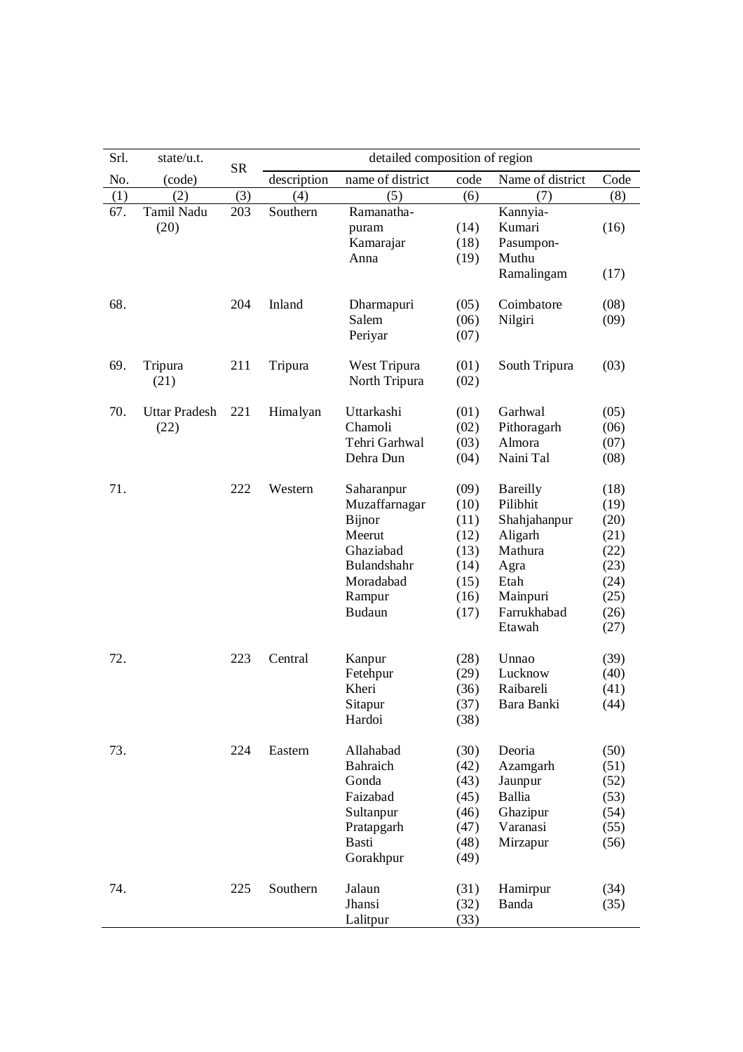| Srl. | state/u.t. | SR | detailed composition of region | | | | |
|---|---|---|---|---|---|---|---|
| No. | (code) | | description | name of district | code | Name of district | Code |
| (1) | (2) | (3) | (4) | (5) | (6) | (7) | (8) |
| 67. | Tamil Nadu (20) | 203 | Southern | Ramanatha-puram | (14) | Kannyia-Kumari | (16) |
| | | | | Kamarajar | (18) | Pasumpon-Muthu Ramalingam | (17) |
| | | | | Anna | (19) | | |
| 68. | | 204 | Inland | Dharmapuri | (05) | Coimbatore | (08) |
| | | | | Salem | (06) | Nilgiri | (09) |
| | | | | Periyar | (07) | | |
| 69. | Tripura (21) | 211 | Tripura | West Tripura | (01) | South Tripura | (03) |
| | | | | North Tripura | (02) | | |
| 70. | Uttar Pradesh (22) | 221 | Himalyan | Uttarkashi | (01) | Garhwal | (05) |
| | | | | Chamoli | (02) | Pithoragarh | (06) |
| | | | | Tehri Garhwal | (03) | Almora | (07) |
| | | | | Dehra Dun | (04) | Naini Tal | (08) |
| 71. | | 222 | Western | Saharanpur | (09) | Bareilly | (18) |
| | | | | Muzaffarnagar | (10) | Pilibhit | (19) |
| | | | | Bijnor | (11) | Shahjahanpur | (20) |
| | | | | Meerut | (12) | Aligarh | (21) |
| | | | | Ghaziabad | (13) | Mathura | (22) |
| | | | | Bulandshahr | (14) | Agra | (23) |
| | | | | Moradabad | (15) | Etah | (24) |
| | | | | Rampur | (16) | Mainpuri | (25) |
| | | | | Budaun | (17) | Farrukhabad | (26) |
| | | | | | | Etawah | (27) |
| 72. | | 223 | Central | Kanpur | (28) | Unnao | (39) |
| | | | | Fetehpur | (29) | Lucknow | (40) |
| | | | | Kheri | (36) | Raibareli | (41) |
| | | | | Sitapur | (37) | Bara Banki | (44) |
| | | | | Hardoi | (38) | | |
| 73. | | 224 | Eastern | Allahabad | (30) | Deoria | (50) |
| | | | | Bahraich | (42) | Azamgarh | (51) |
| | | | | Gonda | (43) | Jaunpur | (52) |
| | | | | Faizabad | (45) | Ballia | (53) |
| | | | | Sultanpur | (46) | Ghazipur | (54) |
| | | | | Pratapgarh | (47) | Varanasi | (55) |
| | | | | Basti | (48) | Mirzapur | (56) |
| | | | | Gorakhpur | (49) | | |
| 74. | | 225 | Southern | Jalaun | (31) | Hamirpur | (34) |
| | | | | Jhansi | (32) | Banda | (35) |
| | | | | Lalitpur | (33) | | |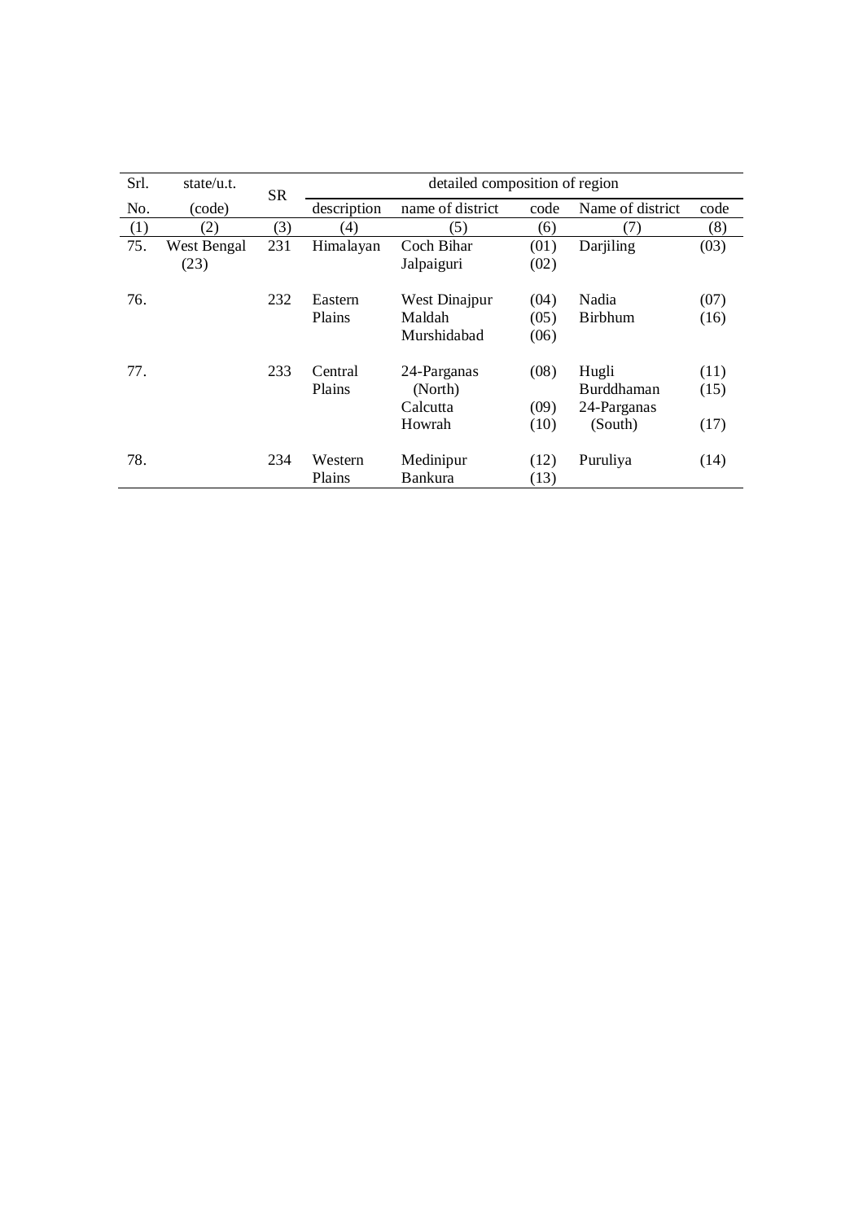| Srl. No. | state/u.t. (code) | SR | detailed composition of region | | | | |
|---|---|---|---|---|---|---|---|
| | | | description | name of district | code | Name of district | code |
| (1) | (2) | (3) | (4) | (5) | (6) | (7) | (8) |
| 75. | West Bengal (23) | 231 | Himalayan | Coch Bihar<br>Jalpaiguri | (01)<br>(02) | Darjiling | (03) |
| 76. | | 232 | Eastern Plains | West Dinajpur<br>Maldah<br>Murshidabad | (04)<br>(05)<br>(06) | Nadia<br>Birbhum | (07)<br>(16) |
| 77. | | 233 | Central Plains | 24-Parganas (North)<br>Calcutta<br>Howrah | (08)<br>(09)<br>(10) | Hugli<br>Burddhaman<br>24-Parganas (South) | (11)<br>(15)<br>(17) |
| 78. | | 234 | Western Plains | Medinipur<br>Bankura | (12)<br>(13) | Puruliya | (14) |